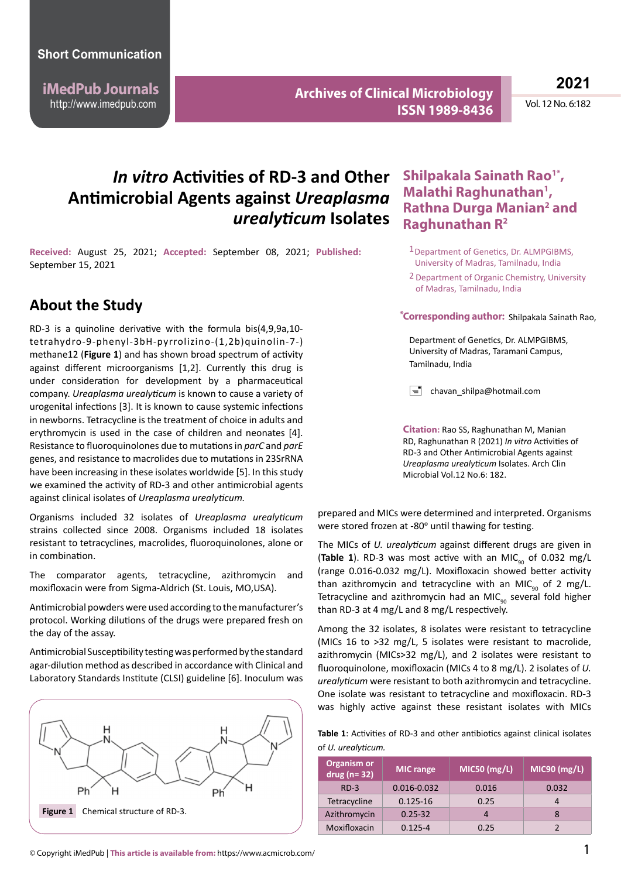Short Communication

# *In vitro* Activities of RD-3 and Other Antimicrobial Agents against *Ureaplasma urealyticum* Isolates

**Shilpakala Sainath Rao[1*], Malathi Raghunathan[1], Rathna Durga Manian[2] and Raghunathan R[2]**

[1] Department of Genetics, Dr. ALMPGIBMS, University of Madras, Tamilnadu, India

[2] Department of Organic Chemistry, University of Madras, Tamilnadu, India

**\*Corresponding author:** Shilpakala Sainath Rao, Department of Genetics, Dr. ALMPGIBMS, University of Madras, Taramani Campus, Tamilnadu, India

chavan_shilpa@hotmail.com

**Citation:** Rao SS, Raghunathan M, Manian RD, Raghunathan R (2021) *In vitro* Activities of RD-3 and Other Antimicrobial Agents against *Ureaplasma urealyticum* Isolates. Arch Clin Microbial Vol.12 No.6: 182.

**Received:** August 25, 2021; **Accepted:** September 08, 2021; **Published:** September 15, 2021

## About the Study

RD-3 is a quinoline derivative with the formula bis(4,9,9a,10-tetrahydro-9-phenyl-3bH-pyrrolizino-(1,2b)quinolin-7-) methane12 (**Figure 1**) and has shown broad spectrum of activity against different microorganisms [1,2]. Currently this drug is under consideration for development by a pharmaceutical company. *Ureaplasma urealyticum* is known to cause a variety of urogenital infections [3]. It is known to cause systemic infections in newborns. Tetracycline is the treatment of choice in adults and erythromycin is used in the case of children and neonates [4]. Resistance to fluoroquinolones due to mutations in *parC* and *parE* genes, and resistance to macrolides due to mutations in 23SrRNA have been increasing in these isolates worldwide [5]. In this study we examined the activity of RD-3 and other antimicrobial agents against clinical isolates of *Ureaplasma urealyticum.*

Organisms included 32 isolates of *Ureaplasma urealyticum* strains collected since 2008. Organisms included 18 isolates resistant to tetracyclines, macrolides, fluoroquinolones, alone or in combination.

The comparator agents, tetracycline, azithromycin and moxifloxacin were from Sigma-Aldrich (St. Louis, MO,USA).

Antimicrobial powders were used according to the manufacturer's protocol. Working dilutions of the drugs were prepared fresh on the day of the assay.

Antimicrobial Susceptibility testing was performed by the standard agar-dilution method as described in accordance with Clinical and Laboratory Standards Institute (CLSI) guideline [6]. Inoculum was prepared and MICs were determined and interpreted. Organisms were stored frozen at -80° until thawing for testing.

**Figure 1** Chemical structure of RD-3.

The MICs of *U. urealyticum* against different drugs are given in (**Table 1**). RD-3 was most active with an $MIC_{90}$ of 0.032 mg/L (range 0.016-0.032 mg/L). Moxifloxacin showed better activity than azithromycin and tetracycline with an $MIC_{90}$ of 2 mg/L. Tetracycline and azithromycin had an $MIC_{90}$ several fold higher than RD-3 at 4 mg/L and 8 mg/L respectively.

Among the 32 isolates, 8 isolates were resistant to tetracycline (MICs 16 to >32 mg/L, 5 isolates were resistant to macrolide, azithromycin (MICs>32 mg/L), and 2 isolates were resistant to fluoroquinolone, moxifloxacin (MICs 4 to 8 mg/L). 2 isolates of *U. urealyticum* were resistant to both azithromycin and tetracycline. One isolate was resistant to tetracycline and moxifloxacin. RD-3 was highly active against these resistant isolates with MICs

**Table 1**: Activities of RD-3 and other antibiotics against clinical isolates of *U. urealyticum.*

| Organism or drug (n= 32) | MIC range | MIC50 (mg/L) | MIC90 (mg/L) |
|---|---|---|---|
| RD-3 | 0.016-0.032 | 0.016 | 0.032 |
| Tetracycline | 0.125-16 | 0.25 | 4 |
| Azithromycin | 0.25-32 | 4 | 8 |
| Moxifloxacin | 0.125-4 | 0.25 | 2 |

© Copyright iMedPub | **This article is available from:** https://www.acmicrob.com/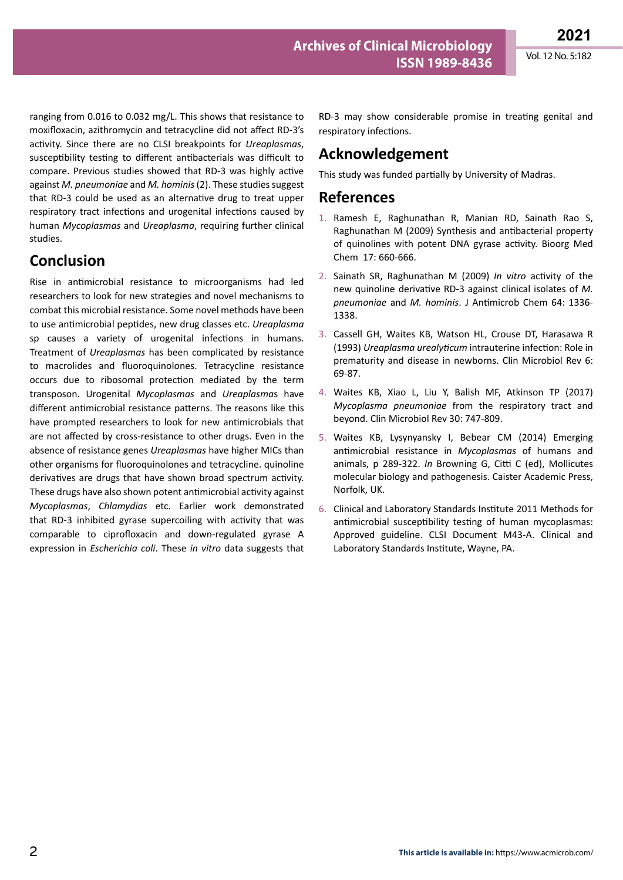ranging from 0.016 to 0.032 mg/L. This shows that resistance to moxifloxacin, azithromycin and tetracycline did not affect RD-3's activity. Since there are no CLSI breakpoints for *Ureaplasmas*, susceptibility testing to different antibacterials was difficult to compare. Previous studies showed that RD-3 was highly active against *M. pneumoniae* and *M. hominis* (2). These studies suggest that RD-3 could be used as an alternative drug to treat upper respiratory tract infections and urogenital infections caused by human *Mycoplasmas* and *Ureaplasma*, requiring further clinical studies.

## Conclusion

Rise in antimicrobial resistance to microorganisms had led researchers to look for new strategies and novel mechanisms to combat this microbial resistance. Some novel methods have been to use antimicrobial peptides, new drug classes etc. *Ureaplasma* sp causes a variety of urogenital infections in humans. Treatment of *Ureaplasmas* has been complicated by resistance to macrolides and fluoroquinolones. Tetracycline resistance occurs due to ribosomal protection mediated by the term transposon. Urogenital *Mycoplasmas* and *Ureaplasmas* have different antimicrobial resistance patterns. The reasons like this have prompted researchers to look for new antimicrobials that are not affected by cross-resistance to other drugs. Even in the absence of resistance genes *Ureaplasmas* have higher MICs than other organisms for fluoroquinolones and tetracycline. quinoline derivatives are drugs that have shown broad spectrum activity. These drugs have also shown potent antimicrobial activity against *Mycoplasmas*, *Chlamydias* etc. Earlier work demonstrated that RD-3 inhibited gyrase supercoiling with activity that was comparable to ciprofloxacin and down-regulated gyrase A expression in *Escherichia coli*. These *in vitro* data suggests that RD-3 may show considerable promise in treating genital and respiratory infections.

## Acknowledgement

This study was funded partially by University of Madras.

## References

1. Ramesh E, Raghunathan R, Manian RD, Sainath Rao S, Raghunathan M (2009) Synthesis and antibacterial property of quinolines with potent DNA gyrase activity. Bioorg Med Chem 17: 660-666.
2. Sainath SR, Raghunathan M (2009) *In vitro* activity of the new quinoline derivative RD-3 against clinical isolates of *M. pneumoniae* and *M. hominis*. J Antimicrob Chem 64: 1336-1338.
3. Cassell GH, Waites KB, Watson HL, Crouse DT, Harasawa R (1993) *Ureaplasma urealyticum* intrauterine infection: Role in prematurity and disease in newborns. Clin Microbiol Rev 6: 69-87.
4. Waites KB, Xiao L, Liu Y, Balish MF, Atkinson TP (2017) *Mycoplasma pneumoniae* from the respiratory tract and beyond. Clin Microbiol Rev 30: 747-809.
5. Waites KB, Lysynyansky I, Bebear CM (2014) Emerging antimicrobial resistance in *Mycoplasmas* of humans and animals, p 289-322. *In* Browning G, Citti C (ed), Mollicutes molecular biology and pathogenesis. Caister Academic Press, Norfolk, UK.
6. Clinical and Laboratory Standards Institute 2011 Methods for antimicrobial susceptibility testing of human mycoplasmas: Approved guideline. CLSI Document M43-A. Clinical and Laboratory Standards Institute, Wayne, PA.